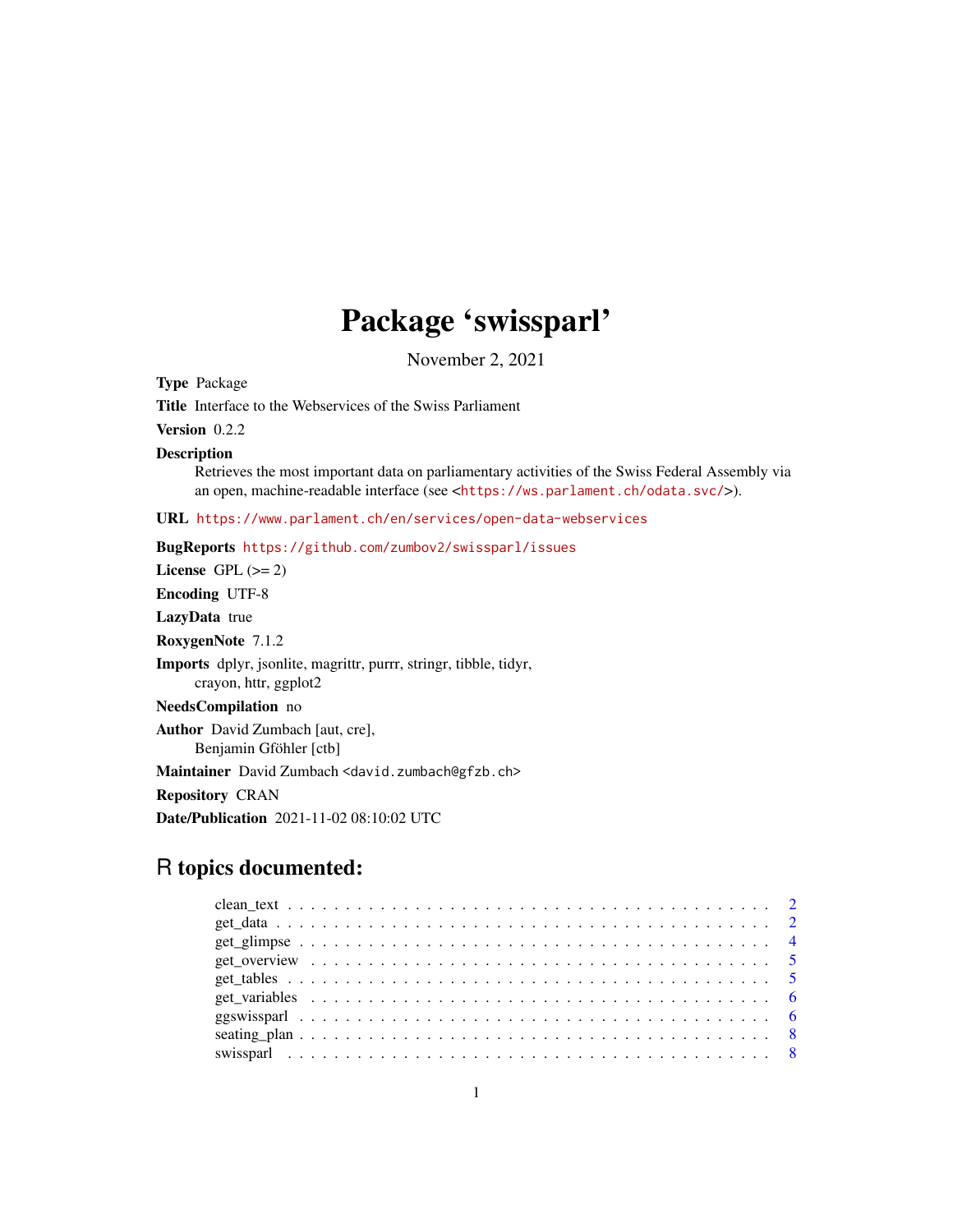# Package 'swissparl'

November 2, 2021

**Type** Package

**Title** Interface to the Webservices of the Swiss Parliament

**Version** 0.2.2

**Description** Retrieves the most important data on parliamentary activities of the Swiss Federal Assembly via an open, machine-readable interface (see <https://ws.parlament.ch/odata.svc/>).

**URL** https://www.parlament.ch/en/services/open-data-webservices

**BugReports** https://github.com/zumbov2/swissparl/issues

**License** GPL (>= 2)

**Encoding** UTF-8

**LazyData** true

**RoxygenNote** 7.1.2

**Imports** dplyr, jsonlite, magrittr, purrr, stringr, tibble, tidyr, crayon, httr, ggplot2

**NeedsCompilation** no

**Author** David Zumbach [aut, cre], Benjamin Gföhler [ctb]

**Maintainer** David Zumbach <david.zumbach@gfzb.ch>

**Repository** CRAN

**Date/Publication** 2021-11-02 08:10:02 UTC

## R topics documented:

| | |
|---|---|
| clean_text | 2 |
| get_data | 2 |
| get_glimpse | 4 |
| get_overview | 5 |
| get_tables | 5 |
| get_variables | 6 |
| ggswissparl | 6 |
| seating_plan | 8 |
| swissparl | 8 |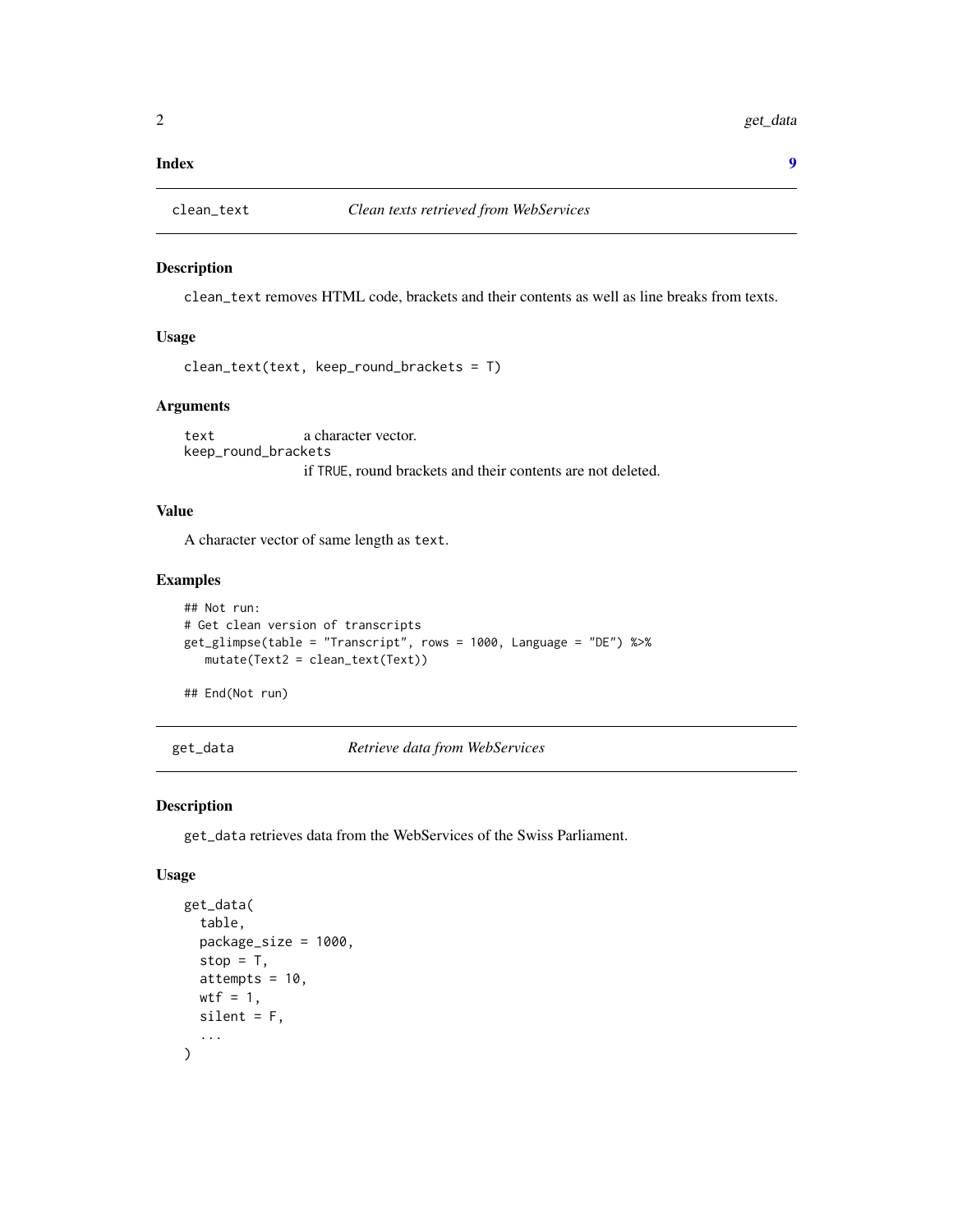**Index** 9

---

## clean_text — *Clean texts retrieved from WebServices*

### Description

`clean_text` removes HTML code, brackets and their contents as well as line breaks from texts.

### Usage

```
clean_text(text, keep_round_brackets = T)
```

### Arguments

| | |
|---|---|
| `text` | a character vector. |
| `keep_round_brackets` | if `TRUE`, round brackets and their contents are not deleted. |

### Value

A character vector of same length as `text`.

### Examples

```
## Not run:
# Get clean version of transcripts
get_glimpse(table = "Transcript", rows = 1000, Language = "DE") %>%
   mutate(Text2 = clean_text(Text))

## End(Not run)
```

---

## get_data — *Retrieve data from WebServices*

### Description

`get_data` retrieves data from the WebServices of the Swiss Parliament.

### Usage

```
get_data(
  table,
  package_size = 1000,
  stop = T,
  attempts = 10,
  wtf = 1,
  silent = F,
  ...
)
```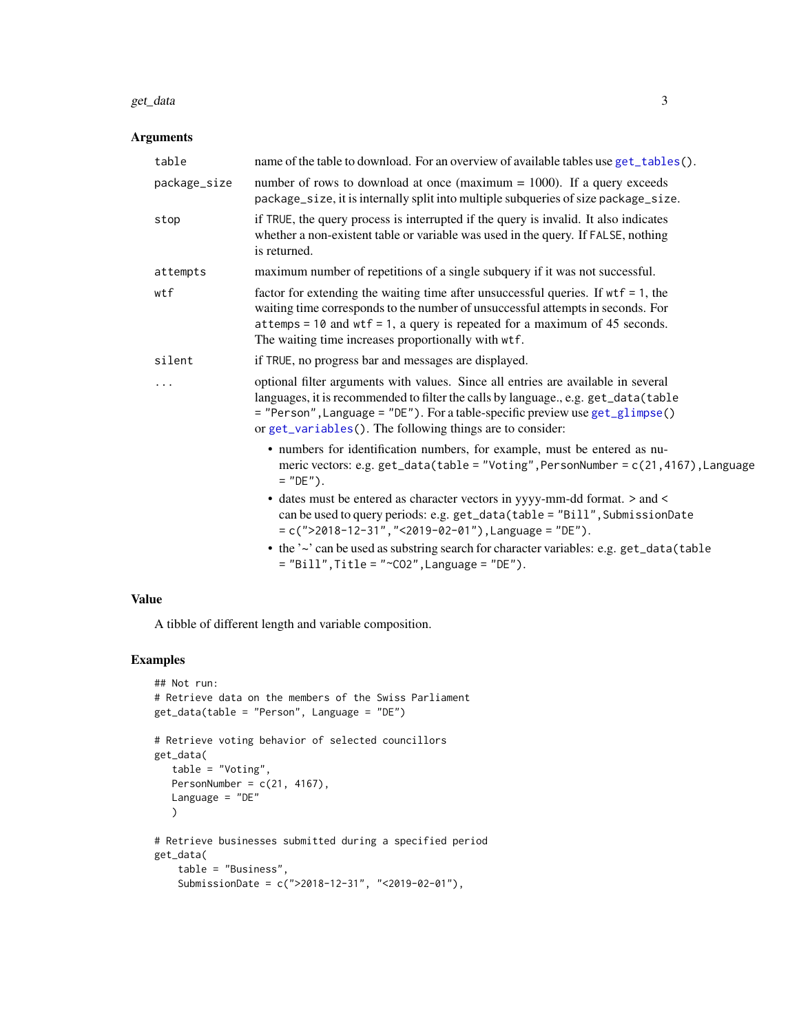### Arguments

| | |
|---|---|
| `table` | name of the table to download. For an overview of available tables use `get_tables()`. |
| `package_size` | number of rows to download at once (maximum = 1000). If a query exceeds `package_size`, it is internally split into multiple subqueries of size `package_size`. |
| `stop` | if `TRUE`, the query process is interrupted if the query is invalid. It also indicates whether a non-existent table or variable was used in the query. If `FALSE`, nothing is returned. |
| `attempts` | maximum number of repetitions of a single subquery if it was not successful. |
| `wtf` | factor for extending the waiting time after unsuccessful queries. If `wtf = 1`, the waiting time corresponds to the number of unsuccessful attempts in seconds. For `attemps = 10` and `wtf = 1`, a query is repeated for a maximum of 45 seconds. The waiting time increases proportionally with `wtf`. |
| `silent` | if `TRUE`, no progress bar and messages are displayed. |
| `...` | optional filter arguments with values. Since all entries are available in several languages, it is recommended to filter the calls by language., e.g. `get_data(table = "Person",Language = "DE")`. For a table-specific preview use `get_glimpse()` or `get_variables()`. The following things are to consider: |

- numbers for identification numbers, for example, must be entered as numeric vectors: e.g. `get_data(table = "Voting",PersonNumber = c(21,4167),Language = "DE")`.
- dates must be entered as character vectors in yyyy-mm-dd format. > and < can be used to query periods: e.g. `get_data(table = "Bill",SubmissionDate = c(">2018-12-31","<2019-02-01"),Language = "DE")`.
- the '~' can be used as substring search for character variables: e.g. `get_data(table = "Bill",Title = "~CO2",Language = "DE")`.

### Value

A tibble of different length and variable composition.

### Examples

```
## Not run:
# Retrieve data on the members of the Swiss Parliament
get_data(table = "Person", Language = "DE")

# Retrieve voting behavior of selected councillors
get_data(
   table = "Voting",
   PersonNumber = c(21, 4167),
   Language = "DE"
   )

# Retrieve businesses submitted during a specified period
get_data(
    table = "Business",
    SubmissionDate = c(">2018-12-31", "<2019-02-01"),
```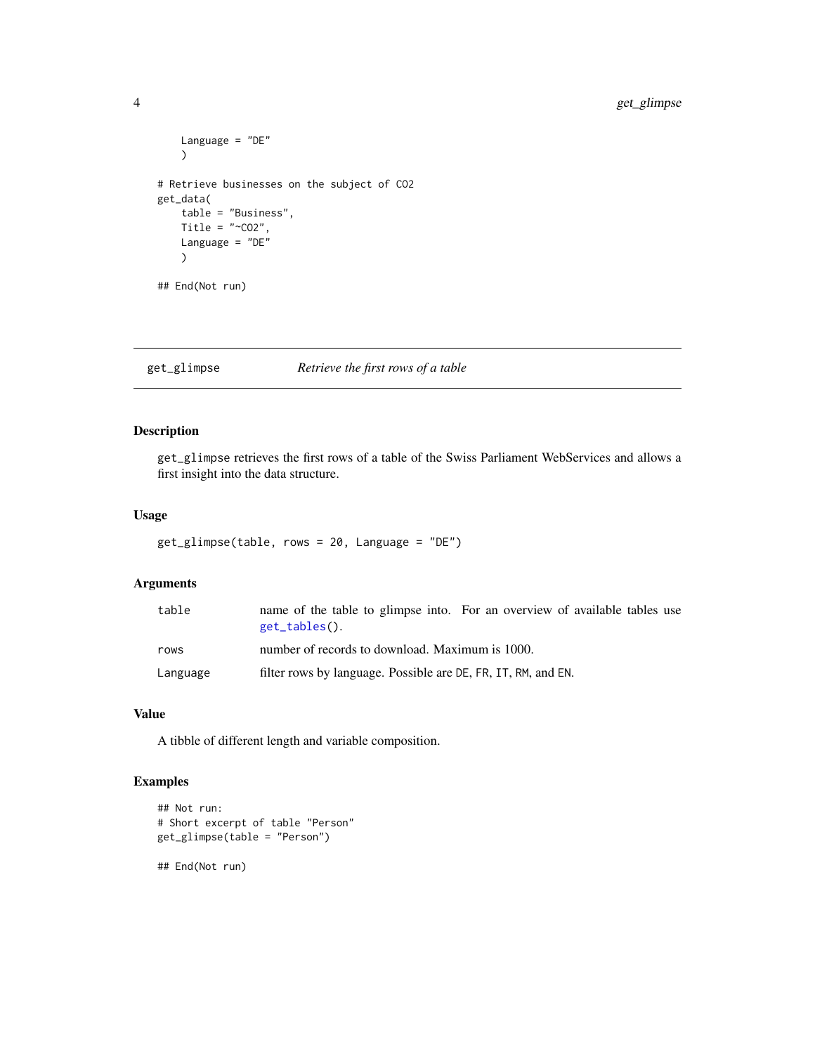```
    Language = "DE"
    )

# Retrieve businesses on the subject of CO2
get_data(
    table = "Business",
    Title = "~CO2",
    Language = "DE"
    )

## End(Not run)
```

---

## get_glimpse — *Retrieve the first rows of a table*

### Description

get_glimpse retrieves the first rows of a table of the Swiss Parliament WebServices and allows a first insight into the data structure.

### Usage

```
get_glimpse(table, rows = 20, Language = "DE")
```

### Arguments

| | |
|---|---|
| table | name of the table to glimpse into. For an overview of available tables use get_tables(). |
| rows | number of records to download. Maximum is 1000. |
| Language | filter rows by language. Possible are DE, FR, IT, RM, and EN. |

### Value

A tibble of different length and variable composition.

### Examples

```
## Not run:
# Short excerpt of table "Person"
get_glimpse(table = "Person")

## End(Not run)
```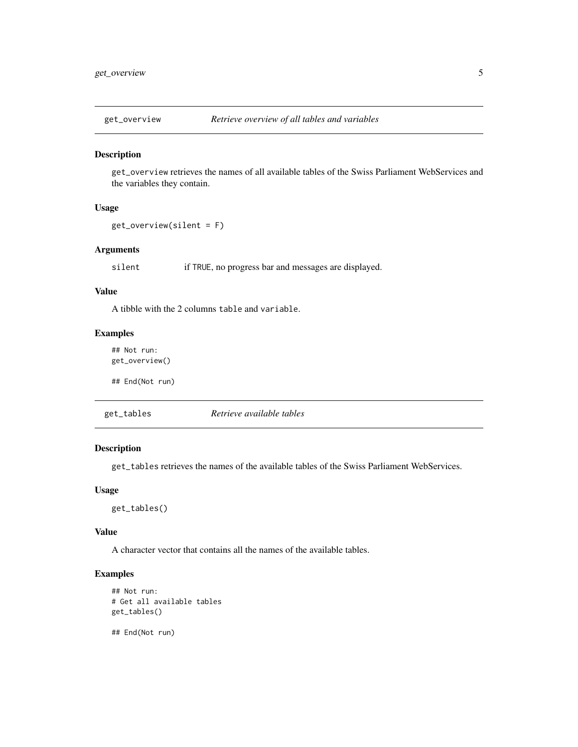## get_overview — *Retrieve overview of all tables and variables*

### Description

`get_overview` retrieves the names of all available tables of the Swiss Parliament WebServices and the variables they contain.

### Usage

```
get_overview(silent = F)
```

### Arguments

silent — if `TRUE`, no progress bar and messages are displayed.

### Value

A tibble with the 2 columns `table` and `variable`.

### Examples

```
## Not run:
get_overview()

## End(Not run)
```

## get_tables — *Retrieve available tables*

### Description

`get_tables` retrieves the names of the available tables of the Swiss Parliament WebServices.

### Usage

```
get_tables()
```

### Value

A character vector that contains all the names of the available tables.

### Examples

```
## Not run:
# Get all available tables
get_tables()

## End(Not run)
```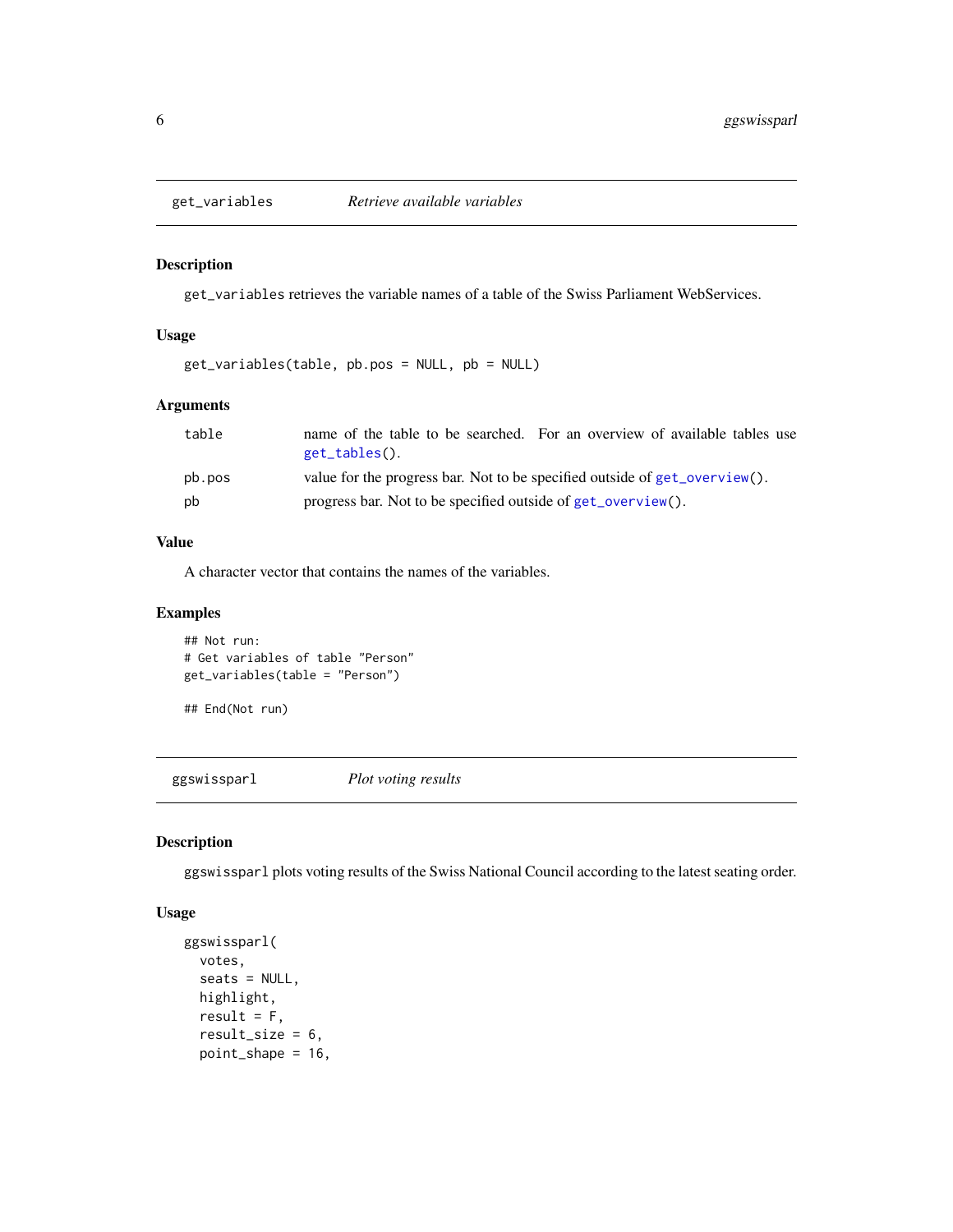## get_variables — *Retrieve available variables*

### Description

`get_variables` retrieves the variable names of a table of the Swiss Parliament WebServices.

### Usage

```
get_variables(table, pb.pos = NULL, pb = NULL)
```

### Arguments

| | |
|---|---|
| `table` | name of the table to be searched. For an overview of available tables use `get_tables()`. |
| `pb.pos` | value for the progress bar. Not to be specified outside of `get_overview()`. |
| `pb` | progress bar. Not to be specified outside of `get_overview()`. |

### Value

A character vector that contains the names of the variables.

### Examples

```
## Not run:
# Get variables of table "Person"
get_variables(table = "Person")

## End(Not run)
```

## ggswissparl — *Plot voting results*

### Description

`ggswissparl` plots voting results of the Swiss National Council according to the latest seating order.

### Usage

```
ggswissparl(
  votes,
  seats = NULL,
  highlight,
  result = F,
  result_size = 6,
  point_shape = 16,
```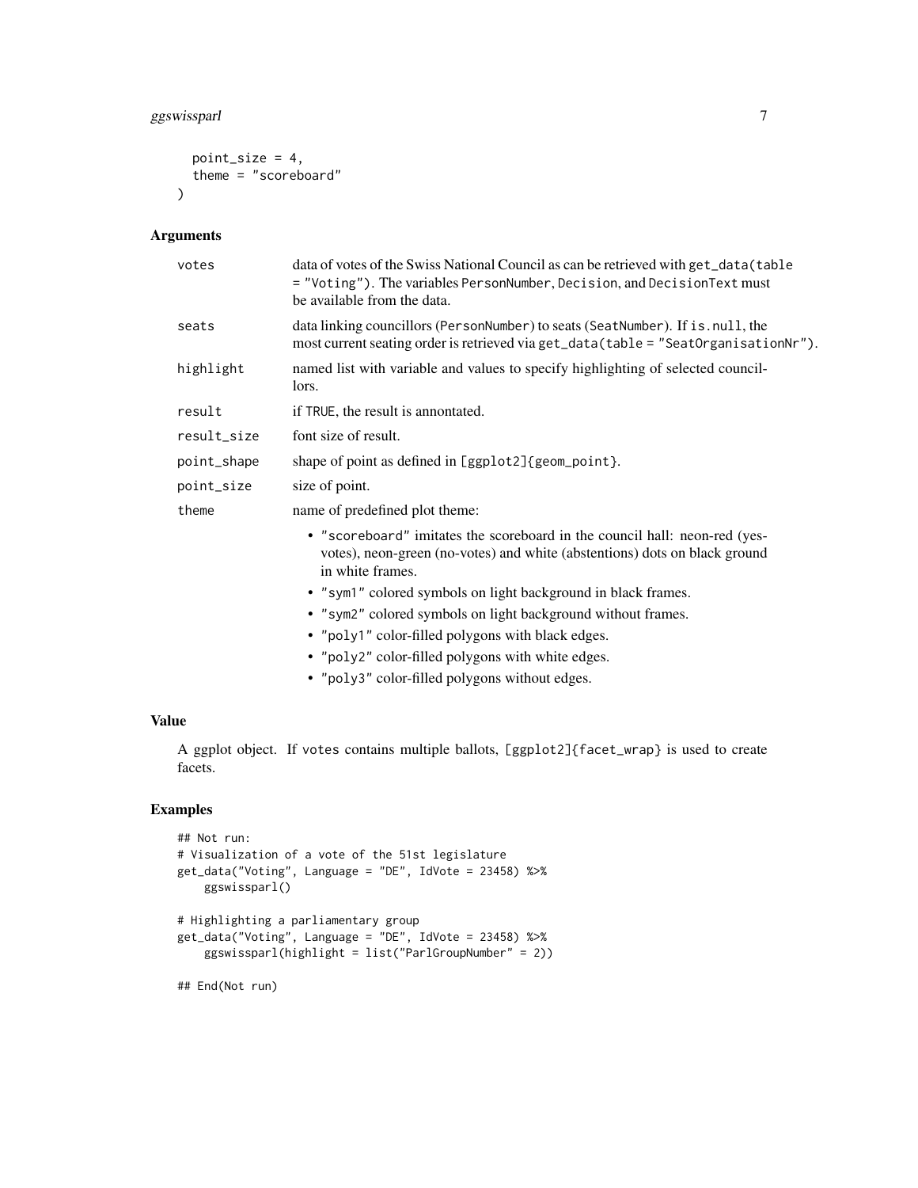```
  point_size = 4,
  theme = "scoreboard"
)
```

## Arguments

| | |
|---|---|
| votes | data of votes of the Swiss National Council as can be retrieved with `get_data(table = "Voting")`. The variables `PersonNumber`, `Decision`, and `DecisionText` must be available from the data. |
| seats | data linking councillors (`PersonNumber`) to seats (`SeatNumber`). If `is.null`, the most current seating order is retrieved via `get_data(table = "SeatOrganisationNr")`. |
| highlight | named list with variable and values to specify highlighting of selected councillors. |
| result | if `TRUE`, the result is annontated. |
| result_size | font size of result. |
| point_shape | shape of point as defined in `[ggplot2]{geom_point}`. |
| point_size | size of point. |
| theme | name of predefined plot theme: |

- `"scoreboard"` imitates the scoreboard in the council hall: neon-red (yes-votes), neon-green (no-votes) and white (abstentions) dots on black ground in white frames.
- `"sym1"` colored symbols on light background in black frames.
- `"sym2"` colored symbols on light background without frames.
- `"poly1"` color-filled polygons with black edges.
- `"poly2"` color-filled polygons with white edges.
- `"poly3"` color-filled polygons without edges.

## Value

A ggplot object. If `votes` contains multiple ballots, `[ggplot2]{facet_wrap}` is used to create facets.

## Examples

```
## Not run:
# Visualization of a vote of the 51st legislature
get_data("Voting", Language = "DE", IdVote = 23458) %>%
    ggswissparl()

# Highlighting a parliamentary group
get_data("Voting", Language = "DE", IdVote = 23458) %>%
    ggswissparl(highlight = list("ParlGroupNumber" = 2))

## End(Not run)
```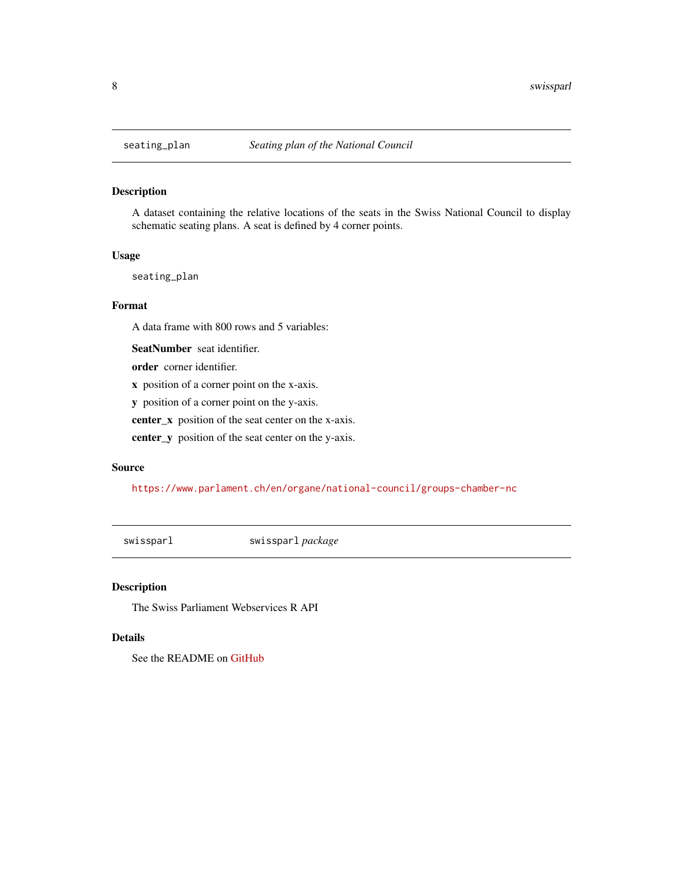## seating_plan — *Seating plan of the National Council*

### Description

A dataset containing the relative locations of the seats in the Swiss National Council to display schematic seating plans. A seat is defined by 4 corner points.

### Usage

```
seating_plan
```

### Format

A data frame with 800 rows and 5 variables:

**SeatNumber** seat identifier.

**order** corner identifier.

**x** position of a corner point on the x-axis.

**y** position of a corner point on the y-axis.

**center_x** position of the seat center on the x-axis.

**center_y** position of the seat center on the y-axis.

### Source

https://www.parlament.ch/en/organe/national-council/groups-chamber-nc

## swissparl — `swissparl` *package*

### Description

The Swiss Parliament Webservices R API

### Details

See the README on GitHub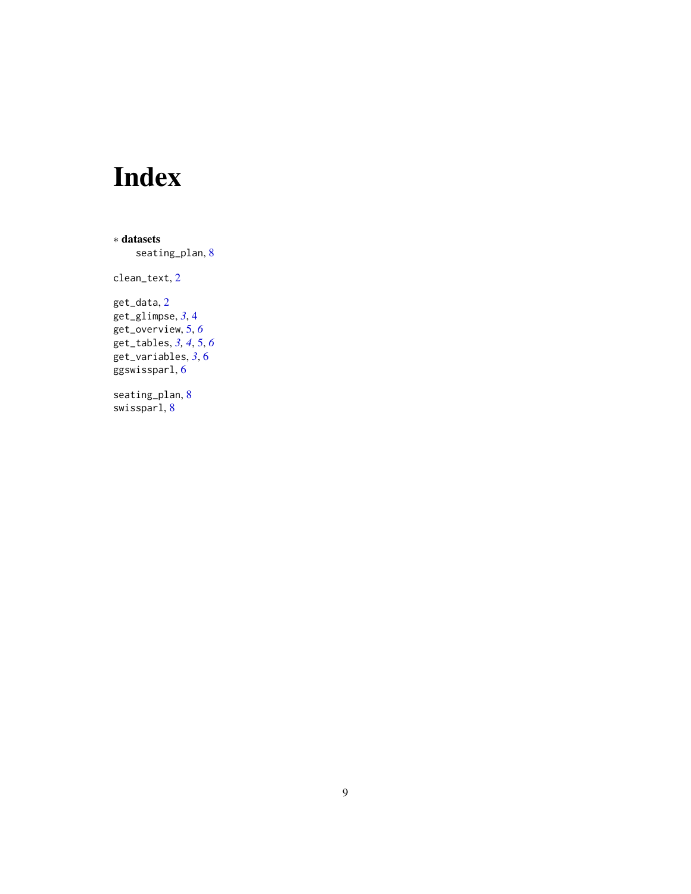# Index

∗ **datasets**
    seating_plan, 8

clean_text, 2

get_data, 2
get_glimpse, *3*, 4
get_overview, 5, *6*
get_tables, *3, 4*, 5, *6*
get_variables, *3*, 6
ggswissparl, 6

seating_plan, 8
swissparl, 8